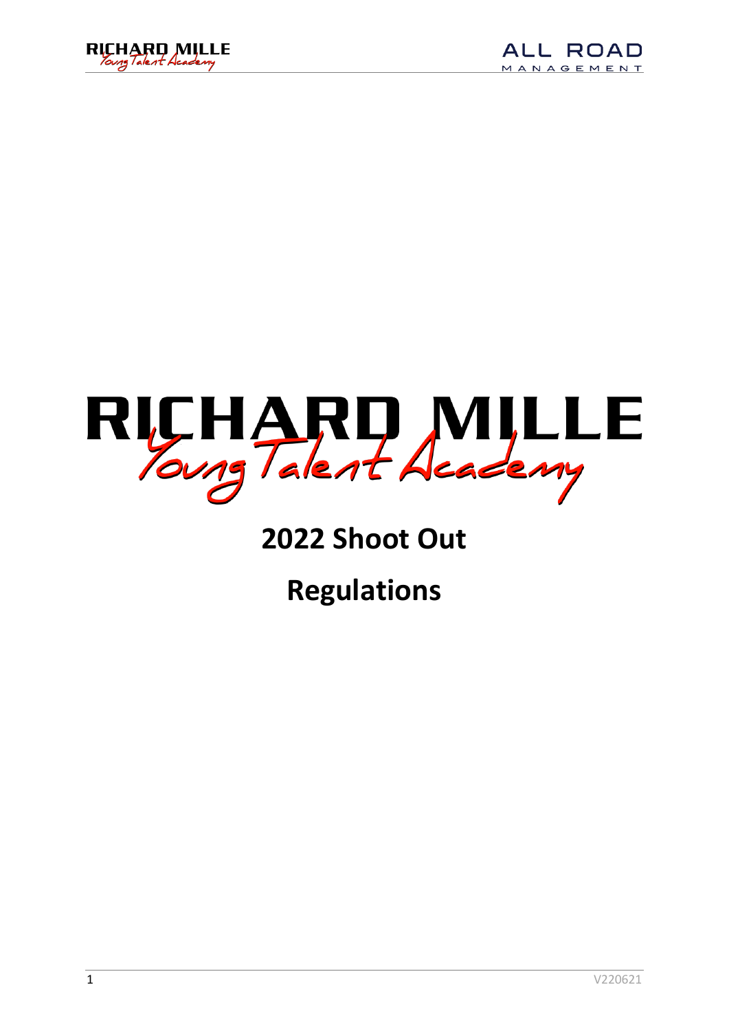# RICHARD MILLE Young Talent Academy

# 2022 Shoot Out

# Regulations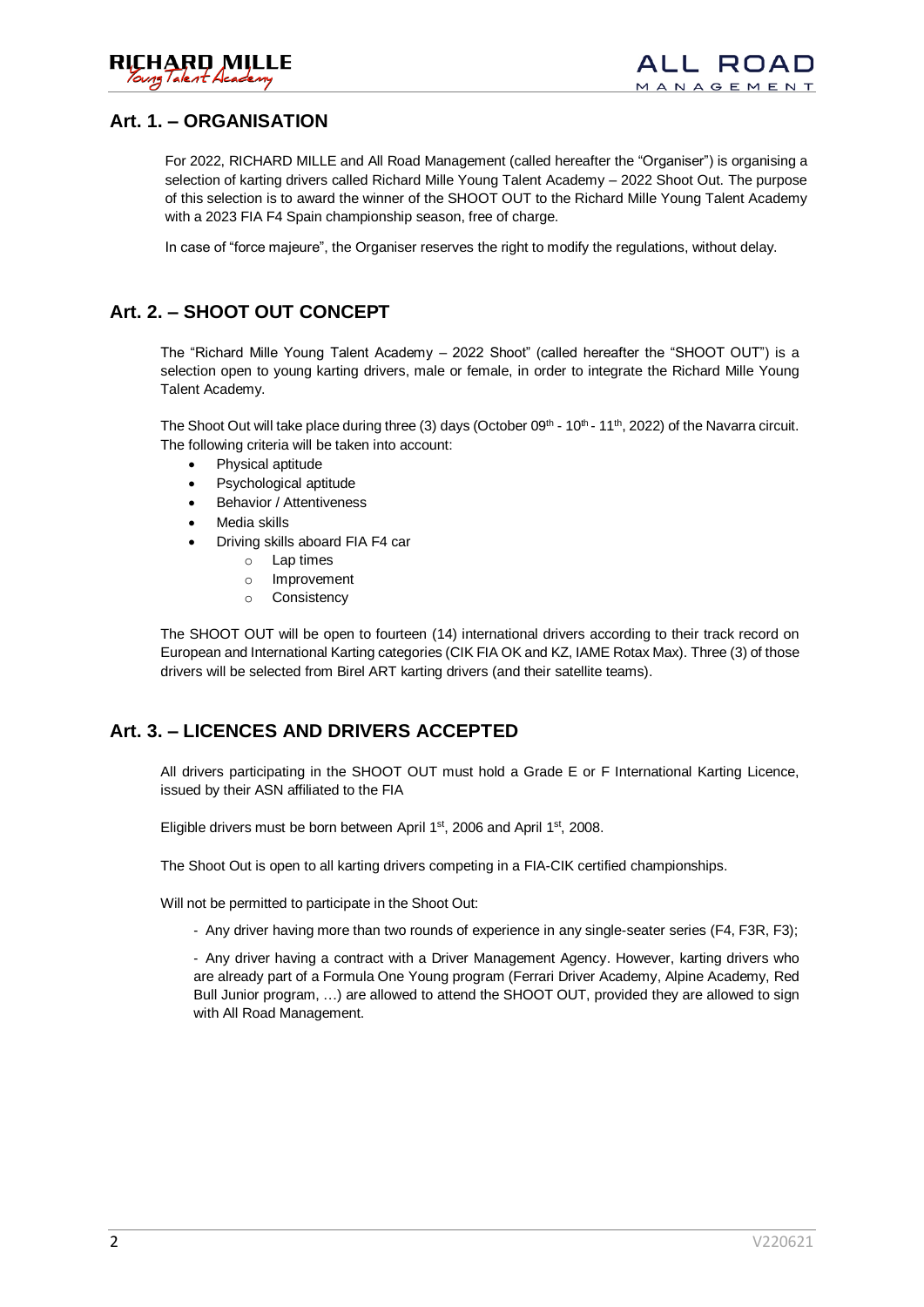## Art. 1. – ORGANISATION

For 2022, RICHARD MILLE and All Road Management (called hereafter the "Organiser") is organising a selection of karting drivers called Richard Mille Young Talent Academy – 2022 Shoot Out. The purpose of this selection is to award the winner of the SHOOT OUT to the Richard Mille Young Talent Academy with a 2023 FIA F4 Spain championship season, free of charge.

In case of "force majeure", the Organiser reserves the right to modify the regulations, without delay.

## Art. 2. – SHOOT OUT CONCEPT

The "Richard Mille Young Talent Academy – 2022 Shoot" (called hereafter the "SHOOT OUT") is a selection open to young karting drivers, male or female, in order to integrate the Richard Mille Young Talent Academy.

The Shoot Out will take place during three (3) days (October 09th - 10th - 11th, 2022) of the Navarra circuit. The following criteria will be taken into account:

- Physical aptitude
- Psychological aptitude
- Behavior / Attentiveness
- Media skills
- Driving skills aboard FIA F4 car
    - Lap times
    - Improvement
    - Consistency

The SHOOT OUT will be open to fourteen (14) international drivers according to their track record on European and International Karting categories (CIK FIA OK and KZ, IAME Rotax Max). Three (3) of those drivers will be selected from Birel ART karting drivers (and their satellite teams).

## Art. 3. – LICENCES AND DRIVERS ACCEPTED

All drivers participating in the SHOOT OUT must hold a Grade E or F International Karting Licence, issued by their ASN affiliated to the FIA

Eligible drivers must be born between April 1st, 2006 and April 1st, 2008.

The Shoot Out is open to all karting drivers competing in a FIA-CIK certified championships.

Will not be permitted to participate in the Shoot Out:

- Any driver having more than two rounds of experience in any single-seater series (F4, F3R, F3);

- Any driver having a contract with a Driver Management Agency. However, karting drivers who are already part of a Formula One Young program (Ferrari Driver Academy, Alpine Academy, Red Bull Junior program, …) are allowed to attend the SHOOT OUT, provided they are allowed to sign with All Road Management.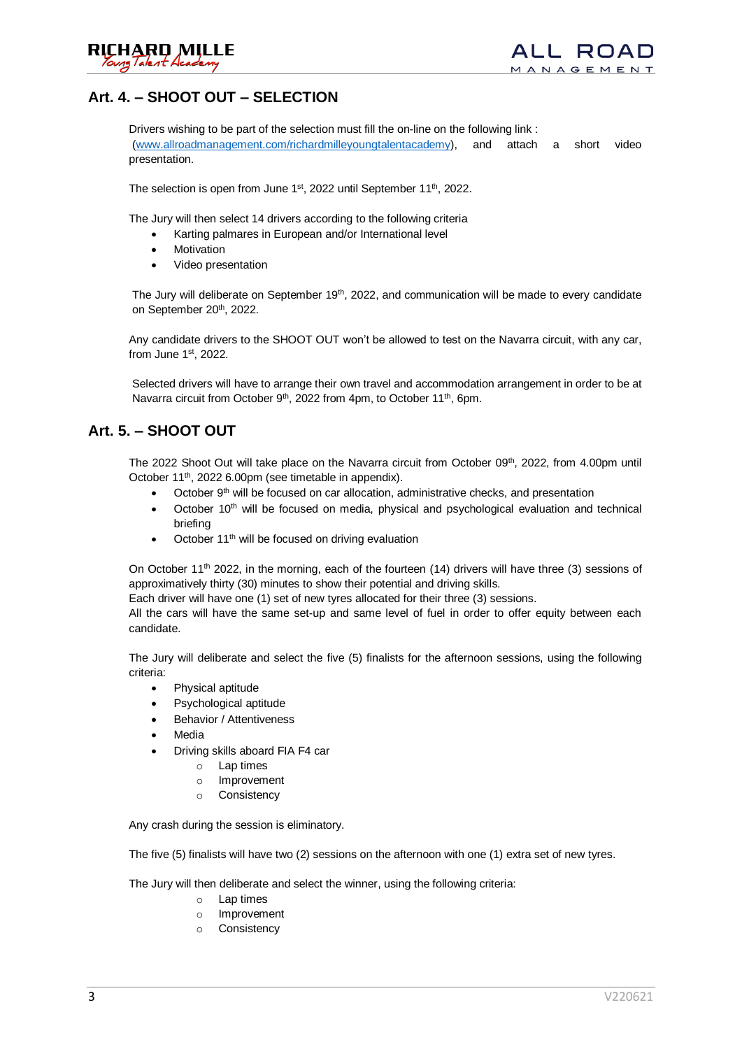## Art. 4. – SHOOT OUT – SELECTION

Drivers wishing to be part of the selection must fill the on-line on the following link : ([www.allroadmanagement.com/richardmilleyoungtalentacademy](www.allroadmanagement.com/richardmilleyoungtalentacademy)), and attach a short video presentation.

The selection is open from June 1st, 2022 until September 11th, 2022.

The Jury will then select 14 drivers according to the following criteria

- Karting palmares in European and/or International level
- Motivation
- Video presentation

The Jury will deliberate on September 19th, 2022, and communication will be made to every candidate on September 20th, 2022.

Any candidate drivers to the SHOOT OUT won't be allowed to test on the Navarra circuit, with any car, from June 1st, 2022.

Selected drivers will have to arrange their own travel and accommodation arrangement in order to be at Navarra circuit from October 9th, 2022 from 4pm, to October 11th, 6pm.

## Art. 5. – SHOOT OUT

The 2022 Shoot Out will take place on the Navarra circuit from October 09th, 2022, from 4.00pm until October 11th, 2022 6.00pm (see timetable in appendix).

- October 9th will be focused on car allocation, administrative checks, and presentation
- October 10th will be focused on media, physical and psychological evaluation and technical briefing
- October 11th will be focused on driving evaluation

On October 11th 2022, in the morning, each of the fourteen (14) drivers will have three (3) sessions of approximatively thirty (30) minutes to show their potential and driving skills.
Each driver will have one (1) set of new tyres allocated for their three (3) sessions.
All the cars will have the same set-up and same level of fuel in order to offer equity between each candidate.

The Jury will deliberate and select the five (5) finalists for the afternoon sessions, using the following criteria:

- Physical aptitude
- Psychological aptitude
- Behavior / Attentiveness
- Media
- Driving skills aboard FIA F4 car
  - Lap times
  - Improvement
  - Consistency

Any crash during the session is eliminatory.

The five (5) finalists will have two (2) sessions on the afternoon with one (1) extra set of new tyres.

The Jury will then deliberate and select the winner, using the following criteria:

- Lap times
- Improvement
- Consistency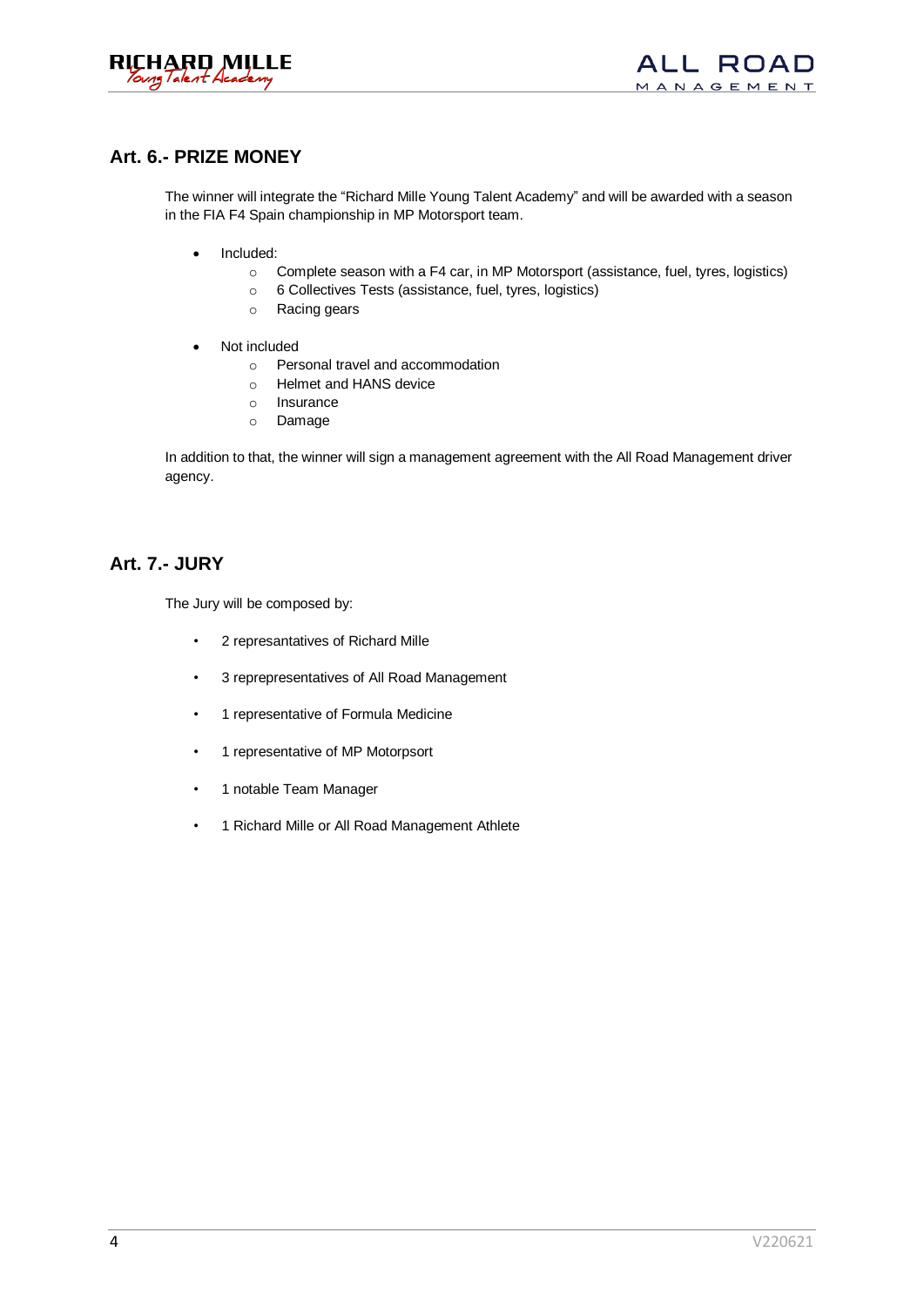## Art. 6.- PRIZE MONEY

The winner will integrate the "Richard Mille Young Talent Academy" and will be awarded with a season in the FIA F4 Spain championship in MP Motorsport team.

- Included:
  - Complete season with a F4 car, in MP Motorsport (assistance, fuel, tyres, logistics)
  - 6 Collectives Tests (assistance, fuel, tyres, logistics)
  - Racing gears

- Not included
  - Personal travel and accommodation
  - Helmet and HANS device
  - Insurance
  - Damage

In addition to that, the winner will sign a management agreement with the All Road Management driver agency.

## Art. 7.- JURY

The Jury will be composed by:

- 2 represantatives of Richard Mille
- 3 reprepresentatives of All Road Management
- 1 representative of Formula Medicine
- 1 representative of MP Motorpsort
- 1 notable Team Manager
- 1 Richard Mille or All Road Management Athlete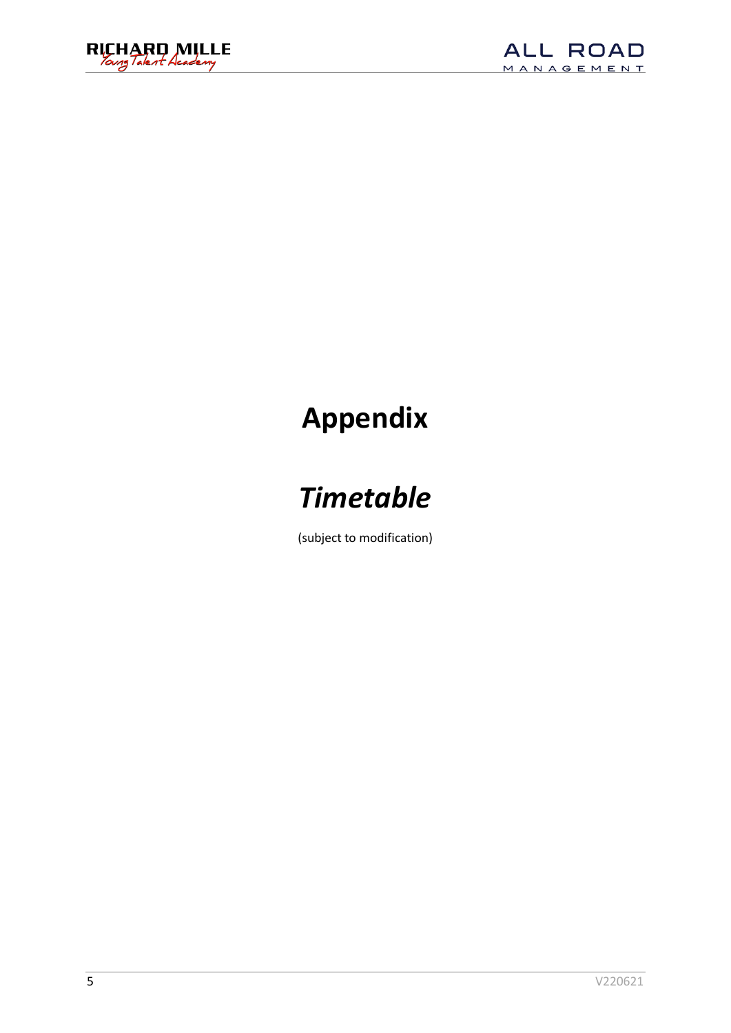# Appendix

## *Timetable*

(subject to modification)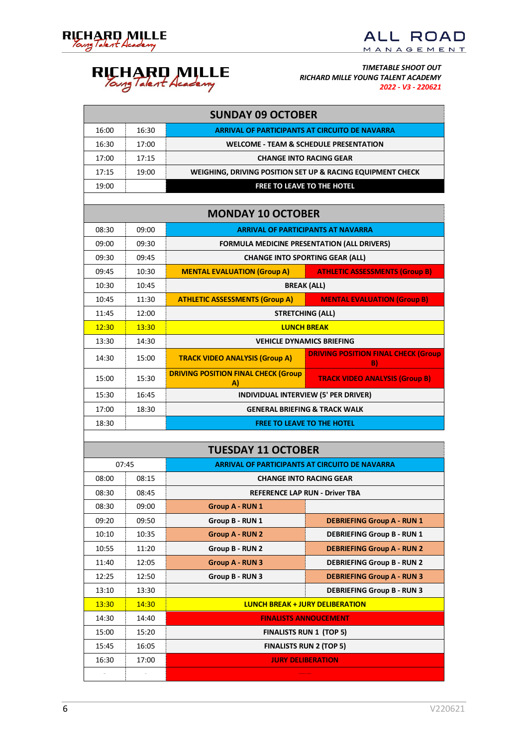RICHARD MILLE Young Talent Academy

*TIMETABLE SHOOT OUT*
*RICHARD MILLE YOUNG TALENT ACADEMY*
*2022 - V3 - 220621*

| | | | |
|---|---|---|---|
| **SUNDAY 09 OCTOBER** | | | |
| 16:00 | 16:30 | **ARRIVAL OF PARTICIPANTS AT CIRCUITO DE NAVARRA** | |
| 16:30 | 17:00 | **WELCOME - TEAM & SCHEDULE PRESENTATION** | |
| 17:00 | 17:15 | **CHANGE INTO RACING GEAR** | |
| 17:15 | 19:00 | **WEIGHING, DRIVING POSITION SET UP & RACING EQUIPMENT CHECK** | |
| 19:00 | | **FREE TO LEAVE TO THE HOTEL** | |
| **MONDAY 10 OCTOBER** | | | |
| 08:30 | 09:00 | **ARRIVAL OF PARTICIPANTS AT NAVARRA** | |
| 09:00 | 09:30 | **FORMULA MEDICINE PRESENTATION (ALL DRIVERS)** | |
| 09:30 | 09:45 | **CHANGE INTO SPORTING GEAR (ALL)** | |
| 09:45 | 10:30 | **MENTAL EVALUATION (Group A)** | **ATHLETIC ASSESSMENTS (Group B)** |
| 10:30 | 10:45 | **BREAK (ALL)** | |
| 10:45 | 11:30 | **ATHLETIC ASSESSMENTS (Group A)** | **MENTAL EVALUATION (Group B)** |
| 11:45 | 12:00 | **STRETCHING (ALL)** | |
| 12:30 | 13:30 | **LUNCH BREAK** | |
| 13:30 | 14:30 | **VEHICLE DYNAMICS BRIEFING** | |
| 14:30 | 15:00 | **TRACK VIDEO ANALYSIS (Group A)** | **DRIVING POSITION FINAL CHECK (Group B)** |
| 15:00 | 15:30 | **DRIVING POSITION FINAL CHECK (Group A)** | **TRACK VIDEO ANALYSIS (Group B)** |
| 15:30 | 16:45 | **INDIVIDUAL INTERVIEW (5' PER DRIVER)** | |
| 17:00 | 18:30 | **GENERAL BRIEFING & TRACK WALK** | |
| 18:30 | | **FREE TO LEAVE TO THE HOTEL** | |
| **TUESDAY 11 OCTOBER** | | | |
| 07:45 | | **ARRIVAL OF PARTICIPANTS AT CIRCUITO DE NAVARRA** | |
| 08:00 | 08:15 | **CHANGE INTO RACING GEAR** | |
| 08:30 | 08:45 | **REFERENCE LAP RUN - Driver TBA** | |
| 08:30 | 09:00 | **Group A - RUN 1** | |
| 09:20 | 09:50 | **Group B - RUN 1** | **DEBRIEFING Group A - RUN 1** |
| 10:10 | 10:35 | **Group A - RUN 2** | **DEBRIEFING Group B - RUN 1** |
| 10:55 | 11:20 | **Group B - RUN 2** | **DEBRIEFING Group A - RUN 2** |
| 11:40 | 12:05 | **Group A - RUN 3** | **DEBRIEFING Group B - RUN 2** |
| 12:25 | 12:50 | **Group B - RUN 3** | **DEBRIEFING Group A - RUN 3** |
| 13:10 | 13:30 | | **DEBRIEFING Group B - RUN 3** |
| 13:30 | 14:30 | **LUNCH BREAK + JURY DELIBERATION** | |
| 14:30 | 14:40 | **FINALISTS ANNOUCEMENT** | |
| 15:00 | 15:20 | **FINALISTS RUN 1 (TOP 5)** | |
| 15:45 | 16:05 | **FINALISTS RUN 2 (TOP 5)** | |
| 16:30 | 17:00 | **JURY DELIBERATION** | |
| - | - | ----- | |